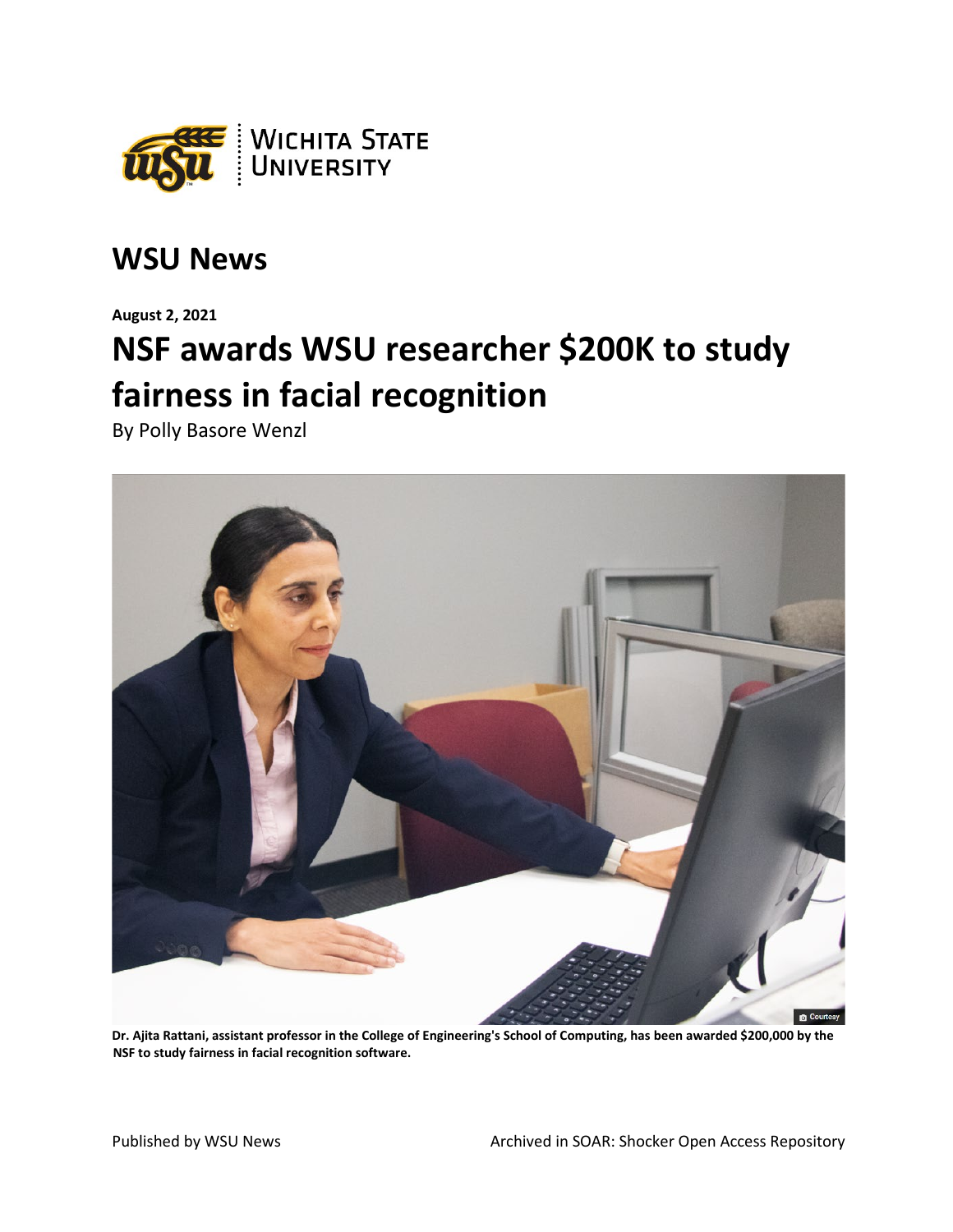# WSU News

**August 2, 2021**

## NSF awards WSU researcher $200K to study fairness in facial recognition

By Polly Basore Wenzl

**Dr. Ajita Rattani, assistant professor in the College of Engineering's School of Computing, has been awarded $200,000 by the NSF to study fairness in facial recognition software.**

Published by WSU News

Archived in SOAR: Shocker Open Access Repository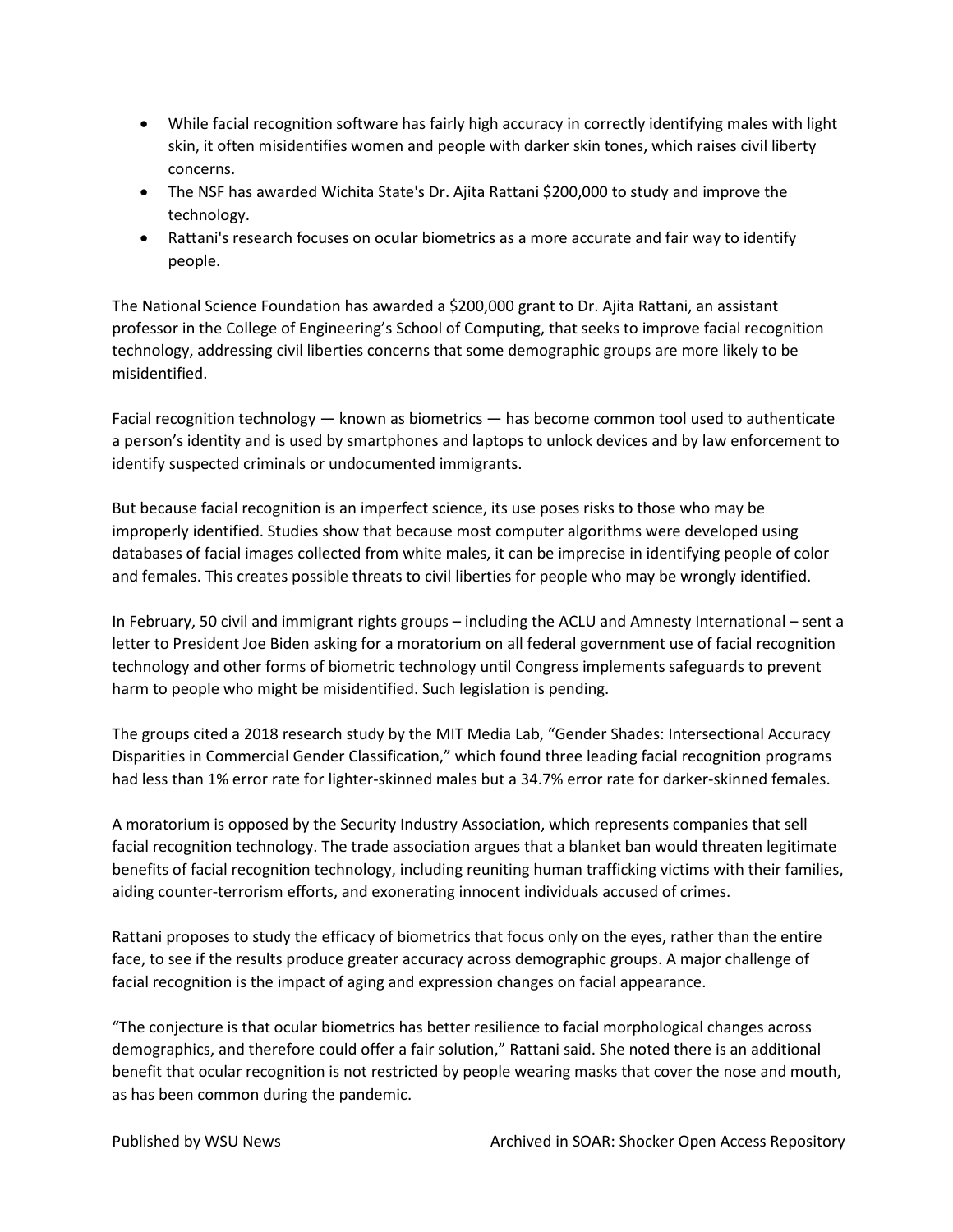- While facial recognition software has fairly high accuracy in correctly identifying males with light skin, it often misidentifies women and people with darker skin tones, which raises civil liberty concerns.
- The NSF has awarded Wichita State's Dr. Ajita Rattani $200,000 to study and improve the technology.
- Rattani's research focuses on ocular biometrics as a more accurate and fair way to identify people.

The National Science Foundation has awarded a $200,000 grant to Dr. Ajita Rattani, an assistant professor in the College of Engineering's School of Computing, that seeks to improve facial recognition technology, addressing civil liberties concerns that some demographic groups are more likely to be misidentified.

Facial recognition technology — known as biometrics — has become common tool used to authenticate a person's identity and is used by smartphones and laptops to unlock devices and by law enforcement to identify suspected criminals or undocumented immigrants.

But because facial recognition is an imperfect science, its use poses risks to those who may be improperly identified. Studies show that because most computer algorithms were developed using databases of facial images collected from white males, it can be imprecise in identifying people of color and females. This creates possible threats to civil liberties for people who may be wrongly identified.

In February, 50 civil and immigrant rights groups – including the ACLU and Amnesty International – sent a letter to President Joe Biden asking for a moratorium on all federal government use of facial recognition technology and other forms of biometric technology until Congress implements safeguards to prevent harm to people who might be misidentified. Such legislation is pending.

The groups cited a 2018 research study by the MIT Media Lab, "Gender Shades: Intersectional Accuracy Disparities in Commercial Gender Classification," which found three leading facial recognition programs had less than 1% error rate for lighter-skinned males but a 34.7% error rate for darker-skinned females.

A moratorium is opposed by the Security Industry Association, which represents companies that sell facial recognition technology. The trade association argues that a blanket ban would threaten legitimate benefits of facial recognition technology, including reuniting human trafficking victims with their families, aiding counter-terrorism efforts, and exonerating innocent individuals accused of crimes.

Rattani proposes to study the efficacy of biometrics that focus only on the eyes, rather than the entire face, to see if the results produce greater accuracy across demographic groups. A major challenge of facial recognition is the impact of aging and expression changes on facial appearance.

"The conjecture is that ocular biometrics has better resilience to facial morphological changes across demographics, and therefore could offer a fair solution," Rattani said. She noted there is an additional benefit that ocular recognition is not restricted by people wearing masks that cover the nose and mouth, as has been common during the pandemic.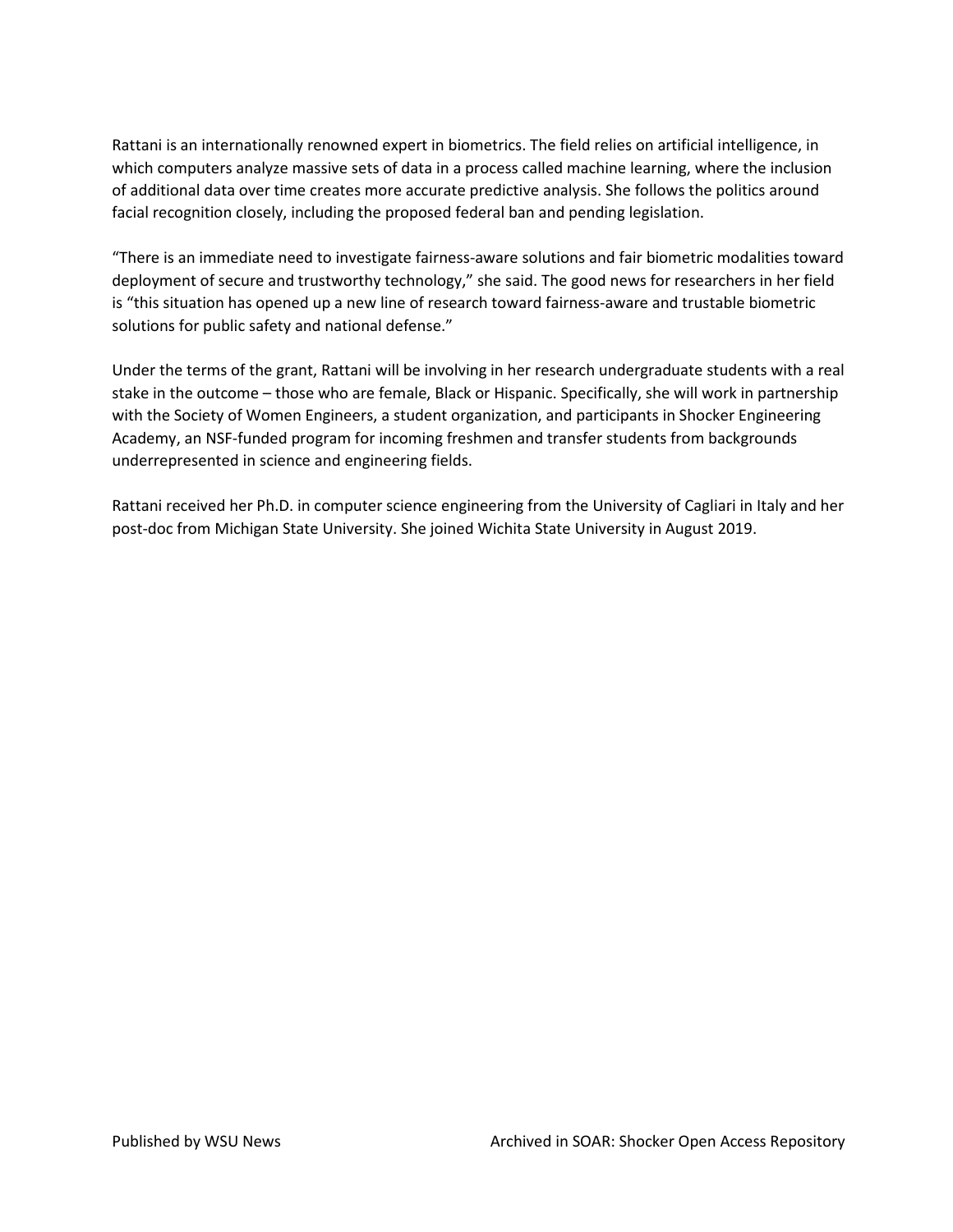Rattani is an internationally renowned expert in biometrics. The field relies on artificial intelligence, in which computers analyze massive sets of data in a process called machine learning, where the inclusion of additional data over time creates more accurate predictive analysis. She follows the politics around facial recognition closely, including the proposed federal ban and pending legislation.

"There is an immediate need to investigate fairness-aware solutions and fair biometric modalities toward deployment of secure and trustworthy technology," she said. The good news for researchers in her field is "this situation has opened up a new line of research toward fairness-aware and trustable biometric solutions for public safety and national defense."

Under the terms of the grant, Rattani will be involving in her research undergraduate students with a real stake in the outcome – those who are female, Black or Hispanic. Specifically, she will work in partnership with the Society of Women Engineers, a student organization, and participants in Shocker Engineering Academy, an NSF-funded program for incoming freshmen and transfer students from backgrounds underrepresented in science and engineering fields.

Rattani received her Ph.D. in computer science engineering from the University of Cagliari in Italy and her post-doc from Michigan State University. She joined Wichita State University in August 2019.